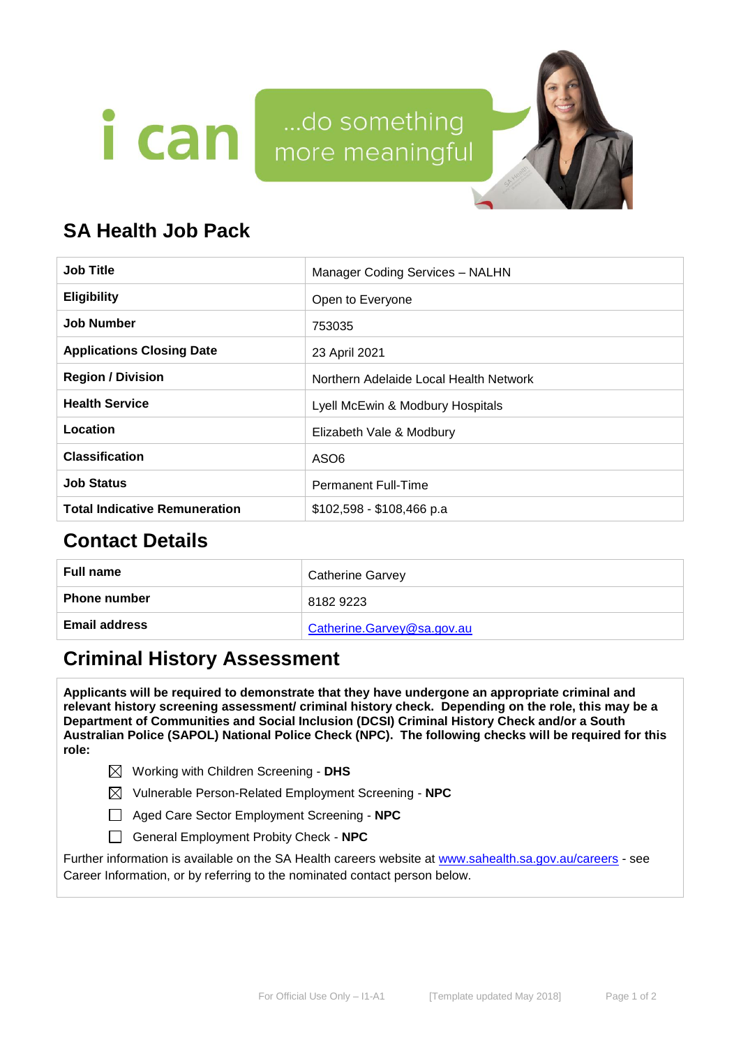# SA Health Job Pack

| | |
|---|---|
| **Job Title** | Manager Coding Services – NALHN |
| **Eligibility** | Open to Everyone |
| **Job Number** | 753035 |
| **Applications Closing Date** | 23 April 2021 |
| **Region / Division** | Northern Adelaide Local Health Network |
| **Health Service** | Lyell McEwin & Modbury Hospitals |
| **Location** | Elizabeth Vale & Modbury |
| **Classification** | ASO6 |
| **Job Status** | Permanent Full-Time |
| **Total Indicative Remuneration** | $102,598 - $108,466 p.a |

## Contact Details

| | |
|---|---|
| **Full name** | Catherine Garvey |
| **Phone number** | 8182 9223 |
| **Email address** | Catherine.Garvey@sa.gov.au |

## Criminal History Assessment

**Applicants will be required to demonstrate that they have undergone an appropriate criminal and relevant history screening assessment/ criminal history check. Depending on the role, this may be a Department of Communities and Social Inclusion (DCSI) Criminal History Check and/or a South Australian Police (SAPOL) National Police Check (NPC). The following checks will be required for this role:**

- ☒ Working with Children Screening - **DHS**
- ☒ Vulnerable Person-Related Employment Screening - **NPC**
- ☐ Aged Care Sector Employment Screening - **NPC**
- ☐ General Employment Probity Check - **NPC**

Further information is available on the SA Health careers website at www.sahealth.sa.gov.au/careers - see Career Information, or by referring to the nominated contact person below.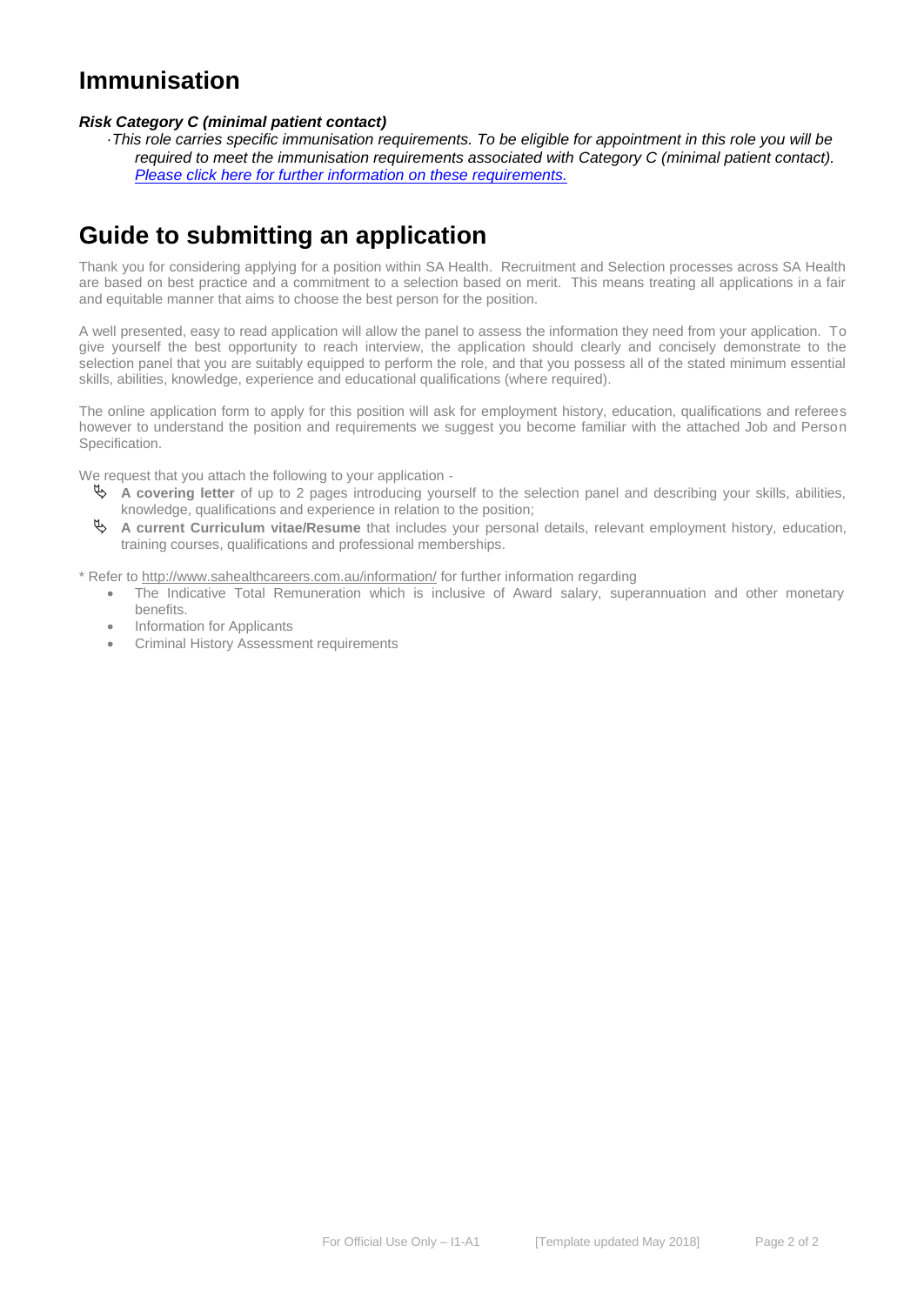# Immunisation

***Risk Category C (minimal patient contact)***

*This role carries specific immunisation requirements. To be eligible for appointment in this role you will be required to meet the immunisation requirements associated with Category C (minimal patient contact). Please click here for further information on these requirements.*

# Guide to submitting an application

Thank you for considering applying for a position within SA Health. Recruitment and Selection processes across SA Health are based on best practice and a commitment to a selection based on merit. This means treating all applications in a fair and equitable manner that aims to choose the best person for the position.

A well presented, easy to read application will allow the panel to assess the information they need from your application. To give yourself the best opportunity to reach interview, the application should clearly and concisely demonstrate to the selection panel that you are suitably equipped to perform the role, and that you possess all of the stated minimum essential skills, abilities, knowledge, experience and educational qualifications (where required).

The online application form to apply for this position will ask for employment history, education, qualifications and referees however to understand the position and requirements we suggest you become familiar with the attached Job and Person Specification.

We request that you attach the following to your application -

- **A covering letter** of up to 2 pages introducing yourself to the selection panel and describing your skills, abilities, knowledge, qualifications and experience in relation to the position;
- **A current Curriculum vitae/Resume** that includes your personal details, relevant employment history, education, training courses, qualifications and professional memberships.

* Refer to http://www.sahealthcareers.com.au/information/ for further information regarding

- The Indicative Total Remuneration which is inclusive of Award salary, superannuation and other monetary benefits.
- Information for Applicants
- Criminal History Assessment requirements

For Official Use Only – I1-A1 [Template updated May 2018]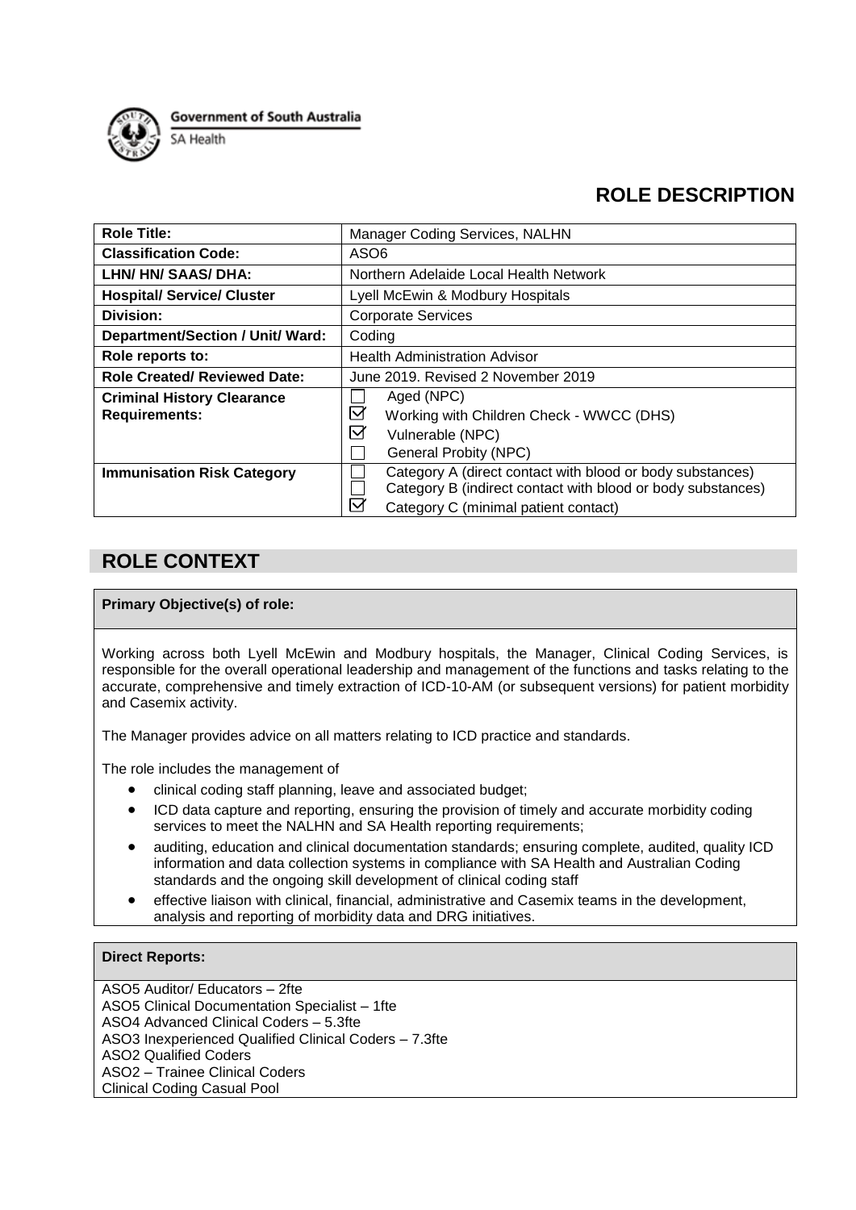Government of South Australia

SA Health

# ROLE DESCRIPTION

| **Role Title:** | Manager Coding Services, NALHN |
|---|---|
| **Classification Code:** | ASO6 |
| **LHN/ HN/ SAAS/ DHA:** | Northern Adelaide Local Health Network |
| **Hospital/ Service/ Cluster** | Lyell McEwin & Modbury Hospitals |
| **Division:** | Corporate Services |
| **Department/Section / Unit/ Ward:** | Coding |
| **Role reports to:** | Health Administration Advisor |
| **Role Created/ Reviewed Date:** | June 2019. Revised 2 November 2019 |
| **Criminal History Clearance Requirements:** | ☐ Aged (NPC)<br>☑ Working with Children Check - WWCC (DHS)<br>☑ Vulnerable (NPC)<br>☐ General Probity (NPC) |
| **Immunisation Risk Category** | ☐ Category A (direct contact with blood or body substances)<br>☐ Category B (indirect contact with blood or body substances)<br>☑ Category C (minimal patient contact) |

## ROLE CONTEXT

**Primary Objective(s) of role:**

Working across both Lyell McEwin and Modbury hospitals, the Manager, Clinical Coding Services, is responsible for the overall operational leadership and management of the functions and tasks relating to the accurate, comprehensive and timely extraction of ICD-10-AM (or subsequent versions) for patient morbidity and Casemix activity.

The Manager provides advice on all matters relating to ICD practice and standards.

The role includes the management of

- clinical coding staff planning, leave and associated budget;
- ICD data capture and reporting, ensuring the provision of timely and accurate morbidity coding services to meet the NALHN and SA Health reporting requirements;
- auditing, education and clinical documentation standards; ensuring complete, audited, quality ICD information and data collection systems in compliance with SA Health and Australian Coding standards and the ongoing skill development of clinical coding staff
- effective liaison with clinical, financial, administrative and Casemix teams in the development, analysis and reporting of morbidity data and DRG initiatives.

**Direct Reports:**

ASO5 Auditor/ Educators – 2fte
ASO5 Clinical Documentation Specialist – 1fte
ASO4 Advanced Clinical Coders – 5.3fte
ASO3 Inexperienced Qualified Clinical Coders – 7.3fte
ASO2 Qualified Coders
ASO2 – Trainee Clinical Coders
Clinical Coding Casual Pool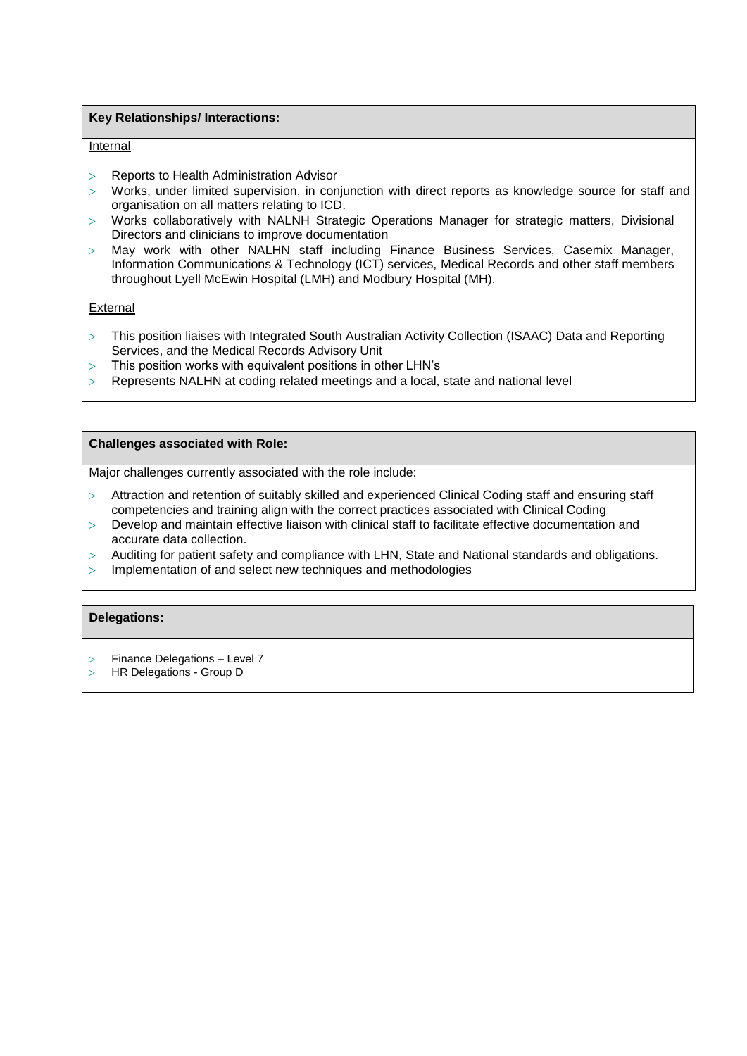**Key Relationships/ Interactions:**

Internal

- Reports to Health Administration Advisor
- Works, under limited supervision, in conjunction with direct reports as knowledge source for staff and organisation on all matters relating to ICD.
- Works collaboratively with NALNH Strategic Operations Manager for strategic matters, Divisional Directors and clinicians to improve documentation
- May work with other NALHN staff including Finance Business Services, Casemix Manager, Information Communications & Technology (ICT) services, Medical Records and other staff members throughout Lyell McEwin Hospital (LMH) and Modbury Hospital (MH).

External

- This position liaises with Integrated South Australian Activity Collection (ISAAC) Data and Reporting Services, and the Medical Records Advisory Unit
- This position works with equivalent positions in other LHN's
- Represents NALHN at coding related meetings and a local, state and national level

**Challenges associated with Role:**

Major challenges currently associated with the role include:

- Attraction and retention of suitably skilled and experienced Clinical Coding staff and ensuring staff competencies and training align with the correct practices associated with Clinical Coding
- Develop and maintain effective liaison with clinical staff to facilitate effective documentation and accurate data collection.
- Auditing for patient safety and compliance with LHN, State and National standards and obligations.
- Implementation of and select new techniques and methodologies

**Delegations:**

- Finance Delegations – Level 7
- HR Delegations - Group D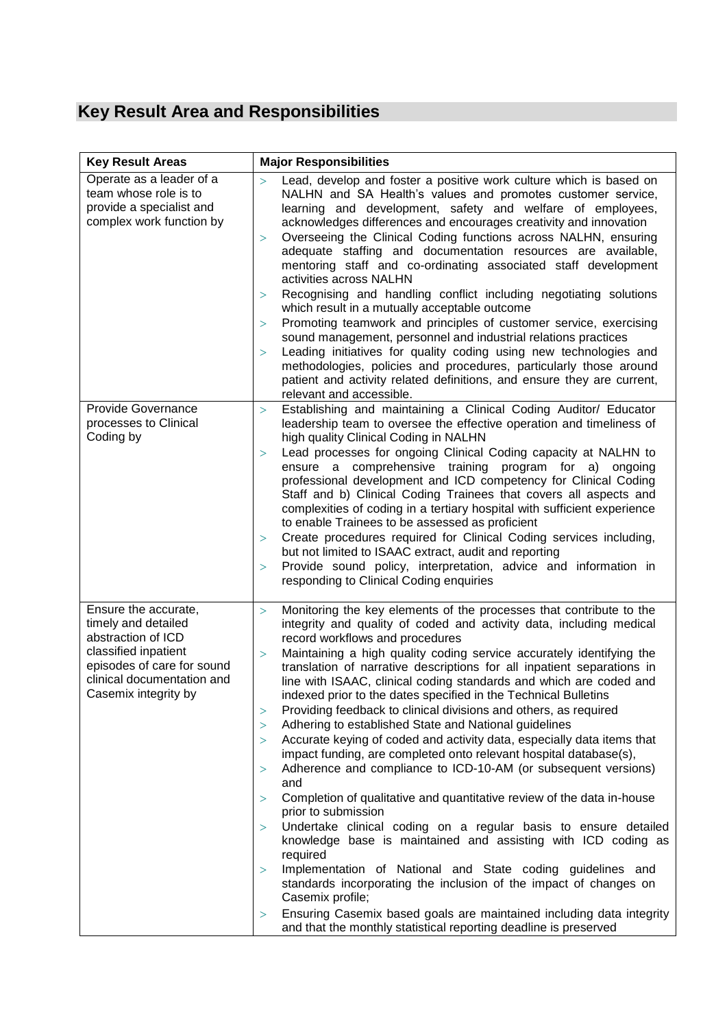## Key Result Area and Responsibilities

| Key Result Areas | Major Responsibilities |
|---|---|
| Operate as a leader of a team whose role is to provide a specialist and complex work function by | > Lead, develop and foster a positive work culture which is based on NALHN and SA Health's values and promotes customer service, learning and development, safety and welfare of employees, acknowledges differences and encourages creativity and innovation<br>> Overseeing the Clinical Coding functions across NALHN, ensuring adequate staffing and documentation resources are available, mentoring staff and co-ordinating associated staff development activities across NALHN<br>> Recognising and handling conflict including negotiating solutions which result in a mutually acceptable outcome<br>> Promoting teamwork and principles of customer service, exercising sound management, personnel and industrial relations practices<br>> Leading initiatives for quality coding using new technologies and methodologies, policies and procedures, particularly those around patient and activity related definitions, and ensure they are current, relevant and accessible. |
| Provide Governance processes to Clinical Coding by | > Establishing and maintaining a Clinical Coding Auditor/ Educator leadership team to oversee the effective operation and timeliness of high quality Clinical Coding in NALHN<br>> Lead processes for ongoing Clinical Coding capacity at NALHN to ensure a comprehensive training program for a) ongoing professional development and ICD competency for Clinical Coding Staff and b) Clinical Coding Trainees that covers all aspects and complexities of coding in a tertiary hospital with sufficient experience to enable Trainees to be assessed as proficient<br>> Create procedures required for Clinical Coding services including, but not limited to ISAAC extract, audit and reporting<br>> Provide sound policy, interpretation, advice and information in responding to Clinical Coding enquiries |
| Ensure the accurate, timely and detailed abstraction of ICD classified inpatient episodes of care for sound clinical documentation and Casemix integrity by | > Monitoring the key elements of the processes that contribute to the integrity and quality of coded and activity data, including medical record workflows and procedures<br>> Maintaining a high quality coding service accurately identifying the translation of narrative descriptions for all inpatient separations in line with ISAAC, clinical coding standards and which are coded and indexed prior to the dates specified in the Technical Bulletins<br>> Providing feedback to clinical divisions and others, as required<br>> Adhering to established State and National guidelines<br>> Accurate keying of coded and activity data, especially data items that impact funding, are completed onto relevant hospital database(s),<br>> Adherence and compliance to ICD-10-AM (or subsequent versions) and<br>> Completion of qualitative and quantitative review of the data in-house prior to submission<br>> Undertake clinical coding on a regular basis to ensure detailed knowledge base is maintained and assisting with ICD coding as required<br>> Implementation of National and State coding guidelines and standards incorporating the inclusion of the impact of changes on Casemix profile;<br>> Ensuring Casemix based goals are maintained including data integrity and that the monthly statistical reporting deadline is preserved |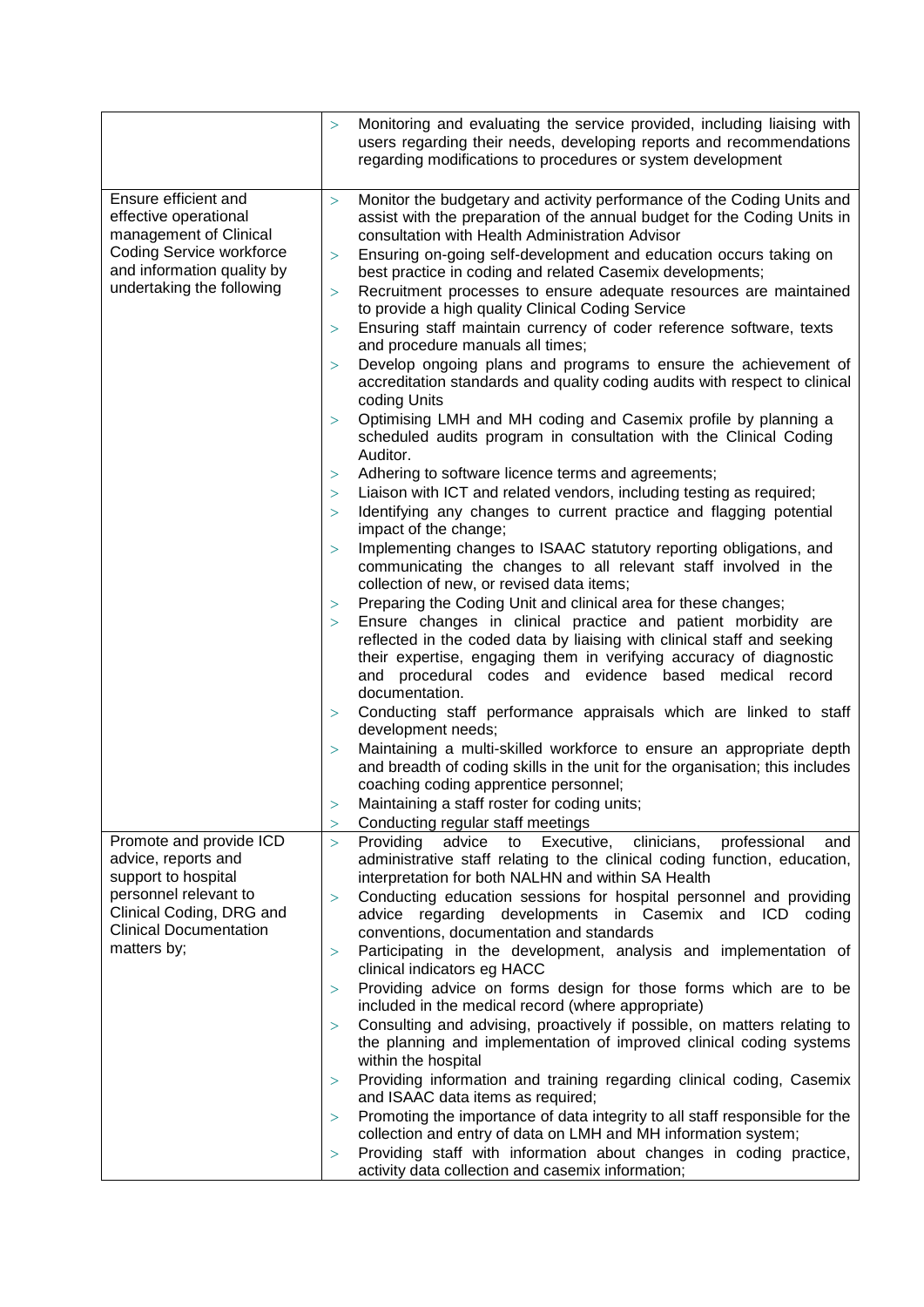| | |
|---|---|
| | > Monitoring and evaluating the service provided, including liaising with users regarding their needs, developing reports and recommendations regarding modifications to procedures or system development |
| Ensure efficient and effective operational management of Clinical Coding Service workforce and information quality by undertaking the following | > Monitor the budgetary and activity performance of the Coding Units and assist with the preparation of the annual budget for the Coding Units in consultation with Health Administration Advisor<br>> Ensuring on-going self-development and education occurs taking on best practice in coding and related Casemix developments;<br>> Recruitment processes to ensure adequate resources are maintained to provide a high quality Clinical Coding Service<br>> Ensuring staff maintain currency of coder reference software, texts and procedure manuals all times;<br>> Develop ongoing plans and programs to ensure the achievement of accreditation standards and quality coding audits with respect to clinical coding Units<br>> Optimising LMH and MH coding and Casemix profile by planning a scheduled audits program in consultation with the Clinical Coding Auditor.<br>> Adhering to software licence terms and agreements;<br>> Liaison with ICT and related vendors, including testing as required;<br>> Identifying any changes to current practice and flagging potential impact of the change;<br>> Implementing changes to ISAAC statutory reporting obligations, and communicating the changes to all relevant staff involved in the collection of new, or revised data items;<br>> Preparing the Coding Unit and clinical area for these changes;<br>> Ensure changes in clinical practice and patient morbidity are reflected in the coded data by liaising with clinical staff and seeking their expertise, engaging them in verifying accuracy of diagnostic and procedural codes and evidence based medical record documentation.<br>> Conducting staff performance appraisals which are linked to staff development needs;<br>> Maintaining a multi-skilled workforce to ensure an appropriate depth and breadth of coding skills in the unit for the organisation; this includes coaching coding apprentice personnel;<br>> Maintaining a staff roster for coding units;<br>> Conducting regular staff meetings |
| Promote and provide ICD advice, reports and support to hospital personnel relevant to Clinical Coding, DRG and Clinical Documentation matters by; | > Providing advice to Executive, clinicians, professional and administrative staff relating to the clinical coding function, education, interpretation for both NALHN and within SA Health<br>> Conducting education sessions for hospital personnel and providing advice regarding developments in Casemix and ICD coding conventions, documentation and standards<br>> Participating in the development, analysis and implementation of clinical indicators eg HACC<br>> Providing advice on forms design for those forms which are to be included in the medical record (where appropriate)<br>> Consulting and advising, proactively if possible, on matters relating to the planning and implementation of improved clinical coding systems within the hospital<br>> Providing information and training regarding clinical coding, Casemix and ISAAC data items as required;<br>> Promoting the importance of data integrity to all staff responsible for the collection and entry of data on LMH and MH information system;<br>> Providing staff with information about changes in coding practice, activity data collection and casemix information; |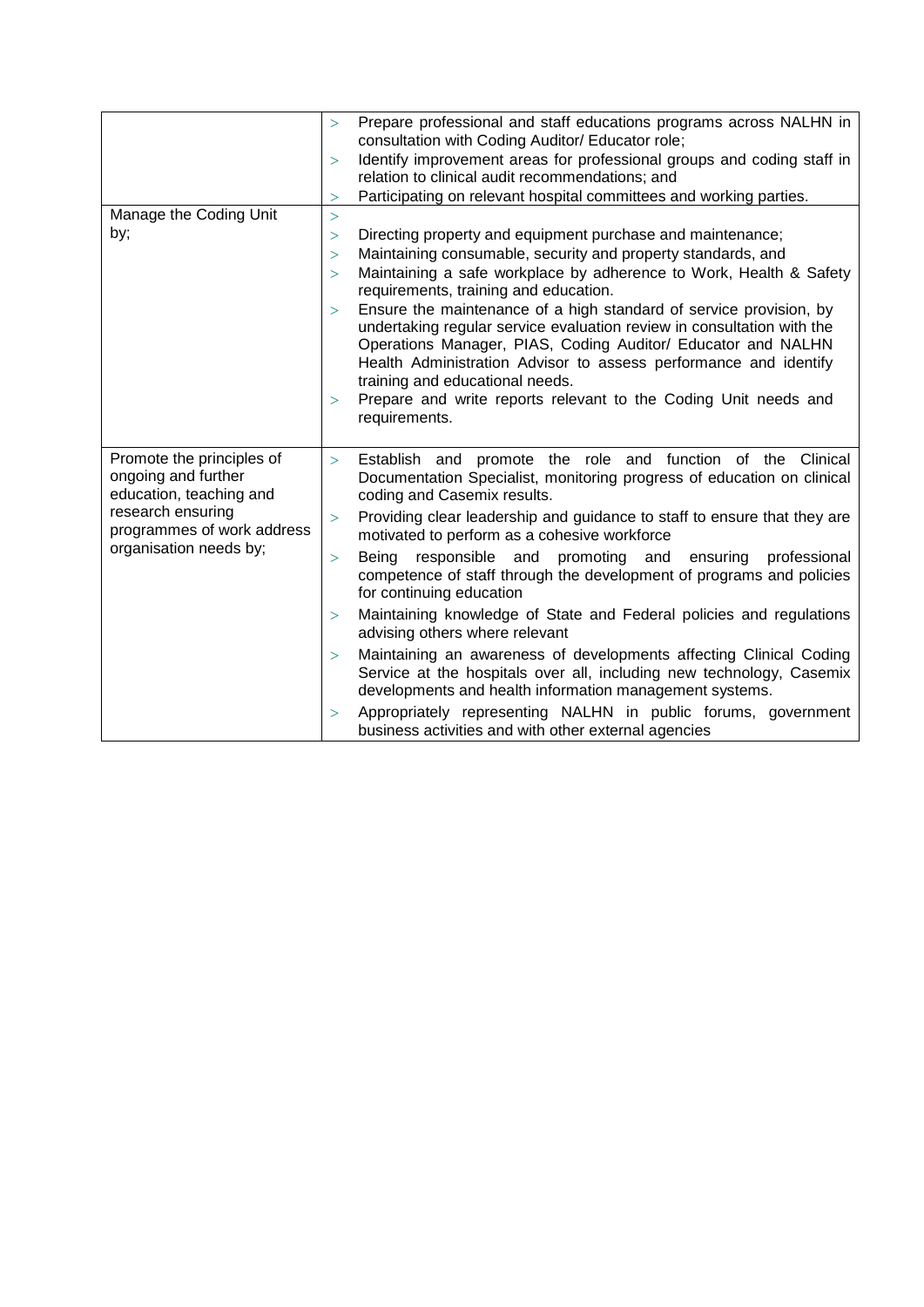| | |
|---|---|
| | > Prepare professional and staff educations programs across NALHN in consultation with Coding Auditor/ Educator role;<br>> Identify improvement areas for professional groups and coding staff in relation to clinical audit recommendations; and<br>> Participating on relevant hospital committees and working parties. |
| Manage the Coding Unit by; | ><br>> Directing property and equipment purchase and maintenance;<br>> Maintaining consumable, security and property standards, and<br>> Maintaining a safe workplace by adherence to Work, Health & Safety requirements, training and education.<br>> Ensure the maintenance of a high standard of service provision, by undertaking regular service evaluation review in consultation with the Operations Manager, PIAS, Coding Auditor/ Educator and NALHN Health Administration Advisor to assess performance and identify training and educational needs.<br>> Prepare and write reports relevant to the Coding Unit needs and requirements. |
| Promote the principles of ongoing and further education, teaching and research ensuring programmes of work address organisation needs by; | > Establish and promote the role and function of the Clinical Documentation Specialist, monitoring progress of education on clinical coding and Casemix results.<br>> Providing clear leadership and guidance to staff to ensure that they are motivated to perform as a cohesive workforce<br>> Being responsible and promoting and ensuring professional competence of staff through the development of programs and policies for continuing education<br>> Maintaining knowledge of State and Federal policies and regulations advising others where relevant<br>> Maintaining an awareness of developments affecting Clinical Coding Service at the hospitals over all, including new technology, Casemix developments and health information management systems.<br>> Appropriately representing NALHN in public forums, government business activities and with other external agencies |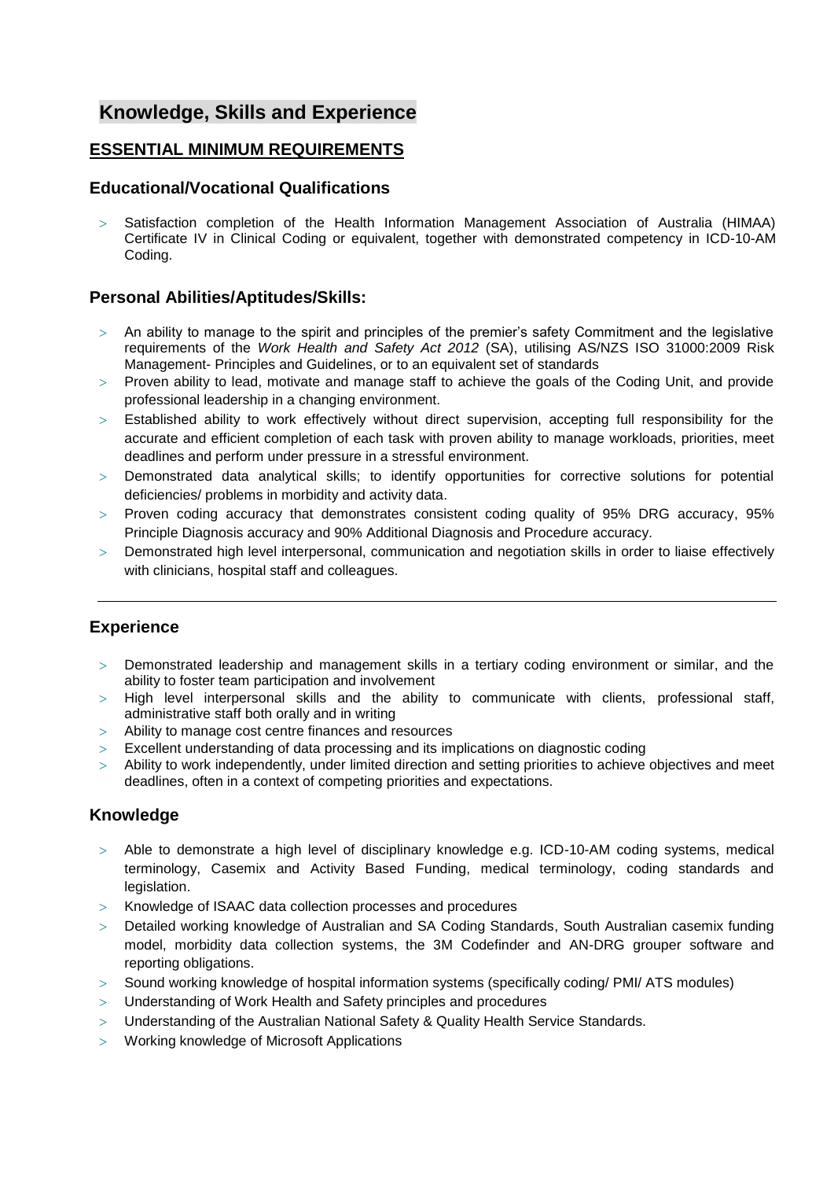## Knowledge, Skills and Experience

### ESSENTIAL MINIMUM REQUIREMENTS

### Educational/Vocational Qualifications

- Satisfaction completion of the Health Information Management Association of Australia (HIMAA) Certificate IV in Clinical Coding or equivalent, together with demonstrated competency in ICD-10-AM Coding.

### Personal Abilities/Aptitudes/Skills:

- An ability to manage to the spirit and principles of the premier's safety Commitment and the legislative requirements of the *Work Health and Safety Act 2012* (SA), utilising AS/NZS ISO 31000:2009 Risk Management- Principles and Guidelines, or to an equivalent set of standards
- Proven ability to lead, motivate and manage staff to achieve the goals of the Coding Unit, and provide professional leadership in a changing environment.
- Established ability to work effectively without direct supervision, accepting full responsibility for the accurate and efficient completion of each task with proven ability to manage workloads, priorities, meet deadlines and perform under pressure in a stressful environment.
- Demonstrated data analytical skills; to identify opportunities for corrective solutions for potential deficiencies/ problems in morbidity and activity data.
- Proven coding accuracy that demonstrates consistent coding quality of 95% DRG accuracy, 95% Principle Diagnosis accuracy and 90% Additional Diagnosis and Procedure accuracy.
- Demonstrated high level interpersonal, communication and negotiation skills in order to liaise effectively with clinicians, hospital staff and colleagues.

---

### Experience

- Demonstrated leadership and management skills in a tertiary coding environment or similar, and the ability to foster team participation and involvement
- High level interpersonal skills and the ability to communicate with clients, professional staff, administrative staff both orally and in writing
- Ability to manage cost centre finances and resources
- Excellent understanding of data processing and its implications on diagnostic coding
- Ability to work independently, under limited direction and setting priorities to achieve objectives and meet deadlines, often in a context of competing priorities and expectations.

### Knowledge

- Able to demonstrate a high level of disciplinary knowledge e.g. ICD-10-AM coding systems, medical terminology, Casemix and Activity Based Funding, medical terminology, coding standards and legislation.
- Knowledge of ISAAC data collection processes and procedures
- Detailed working knowledge of Australian and SA Coding Standards, South Australian casemix funding model, morbidity data collection systems, the 3M Codefinder and AN-DRG grouper software and reporting obligations.
- Sound working knowledge of hospital information systems (specifically coding/ PMI/ ATS modules)
- Understanding of Work Health and Safety principles and procedures
- Understanding of the Australian National Safety & Quality Health Service Standards.
- Working knowledge of Microsoft Applications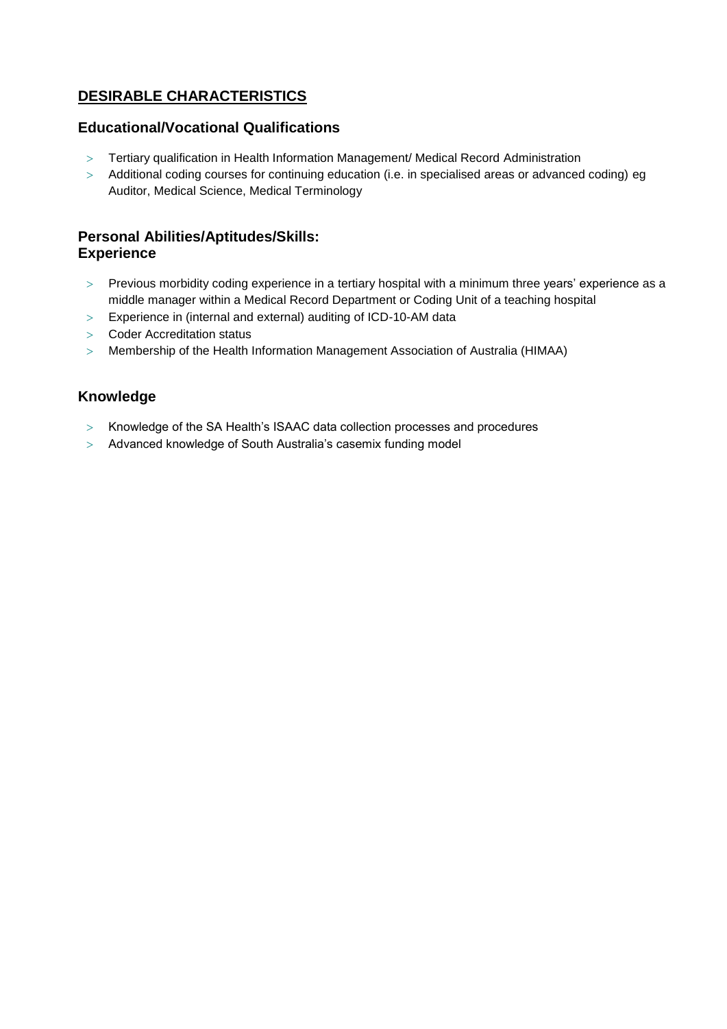## **DESIRABLE CHARACTERISTICS**

### Educational/Vocational Qualifications

- Tertiary qualification in Health Information Management/ Medical Record Administration
- Additional coding courses for continuing education (i.e. in specialised areas or advanced coding) eg Auditor, Medical Science, Medical Terminology

### Personal Abilities/Aptitudes/Skills:
### Experience

- Previous morbidity coding experience in a tertiary hospital with a minimum three years' experience as a middle manager within a Medical Record Department or Coding Unit of a teaching hospital
- Experience in (internal and external) auditing of ICD-10-AM data
- Coder Accreditation status
- Membership of the Health Information Management Association of Australia (HIMAA)

### Knowledge

- Knowledge of the SA Health's ISAAC data collection processes and procedures
- Advanced knowledge of South Australia's casemix funding model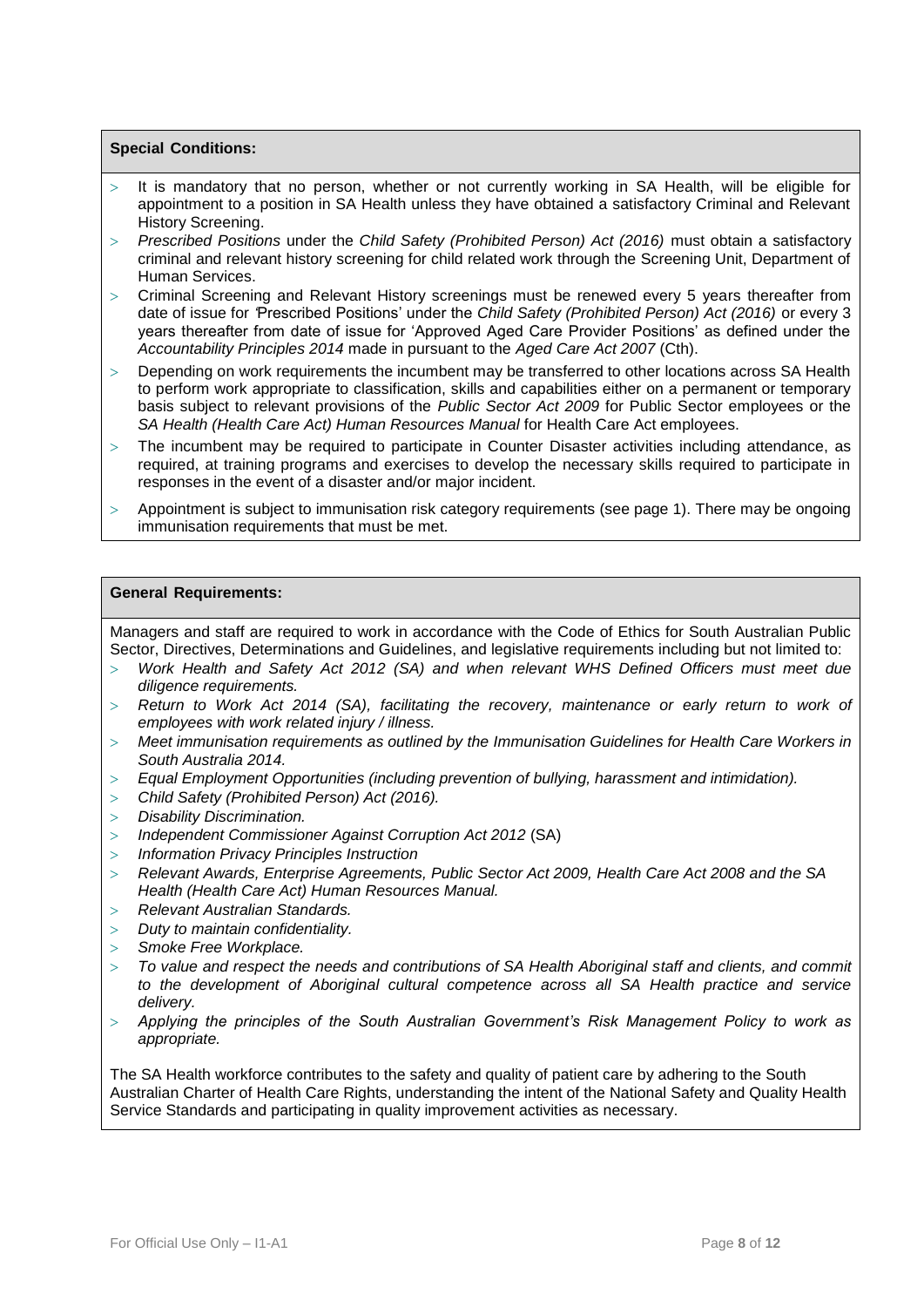**Special Conditions:**

- It is mandatory that no person, whether or not currently working in SA Health, will be eligible for appointment to a position in SA Health unless they have obtained a satisfactory Criminal and Relevant History Screening.
- *Prescribed Positions* under the *Child Safety (Prohibited Person) Act (2016)* must obtain a satisfactory criminal and relevant history screening for child related work through the Screening Unit, Department of Human Services.
- Criminal Screening and Relevant History screenings must be renewed every 5 years thereafter from date of issue for 'Prescribed Positions' under the *Child Safety (Prohibited Person) Act (2016)* or every 3 years thereafter from date of issue for 'Approved Aged Care Provider Positions' as defined under the *Accountability Principles 2014* made in pursuant to the *Aged Care Act 2007* (Cth).
- Depending on work requirements the incumbent may be transferred to other locations across SA Health to perform work appropriate to classification, skills and capabilities either on a permanent or temporary basis subject to relevant provisions of the *Public Sector Act 2009* for Public Sector employees or the *SA Health (Health Care Act) Human Resources Manual* for Health Care Act employees.
- The incumbent may be required to participate in Counter Disaster activities including attendance, as required, at training programs and exercises to develop the necessary skills required to participate in responses in the event of a disaster and/or major incident.
- Appointment is subject to immunisation risk category requirements (see page 1). There may be ongoing immunisation requirements that must be met.

**General Requirements:**

Managers and staff are required to work in accordance with the Code of Ethics for South Australian Public Sector, Directives, Determinations and Guidelines, and legislative requirements including but not limited to:

- *Work Health and Safety Act 2012 (SA) and when relevant WHS Defined Officers must meet due diligence requirements.*
- *Return to Work Act 2014 (SA), facilitating the recovery, maintenance or early return to work of employees with work related injury / illness.*
- *Meet immunisation requirements as outlined by the Immunisation Guidelines for Health Care Workers in South Australia 2014.*
- *Equal Employment Opportunities (including prevention of bullying, harassment and intimidation).*
- *Child Safety (Prohibited Person) Act (2016).*
- *Disability Discrimination.*
- *Independent Commissioner Against Corruption Act 2012* (SA)
- *Information Privacy Principles Instruction*
- *Relevant Awards, Enterprise Agreements, Public Sector Act 2009, Health Care Act 2008 and the SA Health (Health Care Act) Human Resources Manual.*
- *Relevant Australian Standards.*
- *Duty to maintain confidentiality.*
- *Smoke Free Workplace.*
- *To value and respect the needs and contributions of SA Health Aboriginal staff and clients, and commit to the development of Aboriginal cultural competence across all SA Health practice and service delivery.*
- *Applying the principles of the South Australian Government's Risk Management Policy to work as appropriate.*

The SA Health workforce contributes to the safety and quality of patient care by adhering to the South Australian Charter of Health Care Rights, understanding the intent of the National Safety and Quality Health Service Standards and participating in quality improvement activities as necessary.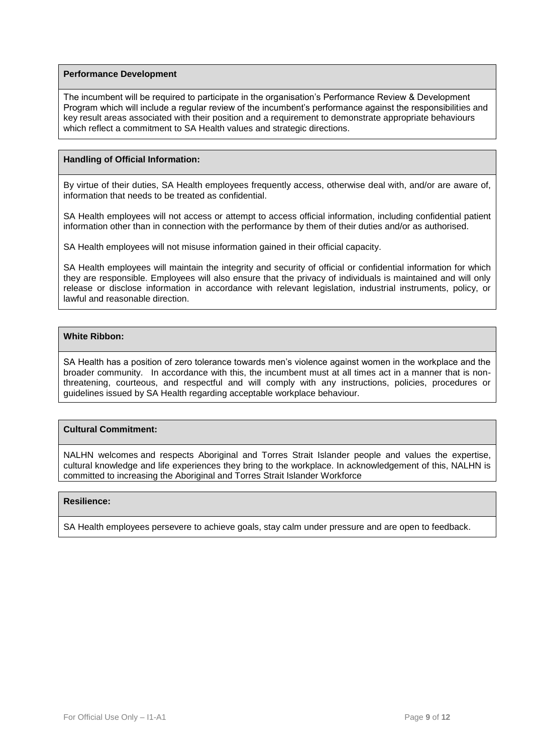**Performance Development**

The incumbent will be required to participate in the organisation's Performance Review & Development Program which will include a regular review of the incumbent's performance against the responsibilities and key result areas associated with their position and a requirement to demonstrate appropriate behaviours which reflect a commitment to SA Health values and strategic directions.

**Handling of Official Information:**

By virtue of their duties, SA Health employees frequently access, otherwise deal with, and/or are aware of, information that needs to be treated as confidential.

SA Health employees will not access or attempt to access official information, including confidential patient information other than in connection with the performance by them of their duties and/or as authorised.

SA Health employees will not misuse information gained in their official capacity.

SA Health employees will maintain the integrity and security of official or confidential information for which they are responsible. Employees will also ensure that the privacy of individuals is maintained and will only release or disclose information in accordance with relevant legislation, industrial instruments, policy, or lawful and reasonable direction.

**White Ribbon:**

SA Health has a position of zero tolerance towards men's violence against women in the workplace and the broader community. In accordance with this, the incumbent must at all times act in a manner that is non-threatening, courteous, and respectful and will comply with any instructions, policies, procedures or guidelines issued by SA Health regarding acceptable workplace behaviour.

**Cultural Commitment:**

NALHN welcomes and respects Aboriginal and Torres Strait Islander people and values the expertise, cultural knowledge and life experiences they bring to the workplace. In acknowledgement of this, NALHN is committed to increasing the Aboriginal and Torres Strait Islander Workforce

**Resilience:**

SA Health employees persevere to achieve goals, stay calm under pressure and are open to feedback.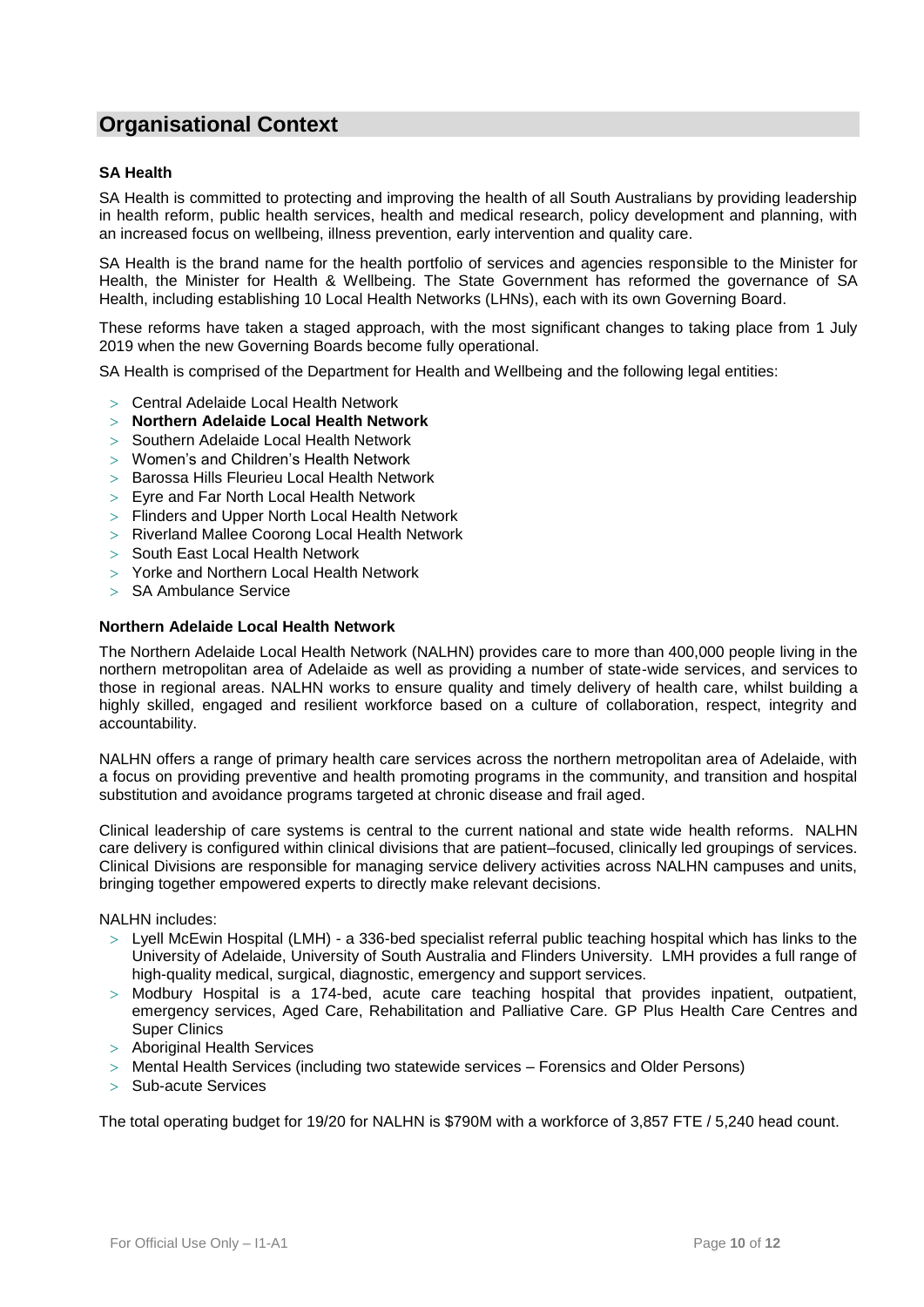## Organisational Context

### SA Health

SA Health is committed to protecting and improving the health of all South Australians by providing leadership in health reform, public health services, health and medical research, policy development and planning, with an increased focus on wellbeing, illness prevention, early intervention and quality care.

SA Health is the brand name for the health portfolio of services and agencies responsible to the Minister for Health, the Minister for Health & Wellbeing. The State Government has reformed the governance of SA Health, including establishing 10 Local Health Networks (LHNs), each with its own Governing Board.

These reforms have taken a staged approach, with the most significant changes to taking place from 1 July 2019 when the new Governing Boards become fully operational.

SA Health is comprised of the Department for Health and Wellbeing and the following legal entities:

- Central Adelaide Local Health Network
- **Northern Adelaide Local Health Network**
- Southern Adelaide Local Health Network
- Women's and Children's Health Network
- Barossa Hills Fleurieu Local Health Network
- Eyre and Far North Local Health Network
- Flinders and Upper North Local Health Network
- Riverland Mallee Coorong Local Health Network
- South East Local Health Network
- Yorke and Northern Local Health Network
- SA Ambulance Service

### Northern Adelaide Local Health Network

The Northern Adelaide Local Health Network (NALHN) provides care to more than 400,000 people living in the northern metropolitan area of Adelaide as well as providing a number of state-wide services, and services to those in regional areas. NALHN works to ensure quality and timely delivery of health care, whilst building a highly skilled, engaged and resilient workforce based on a culture of collaboration, respect, integrity and accountability.

NALHN offers a range of primary health care services across the northern metropolitan area of Adelaide, with a focus on providing preventive and health promoting programs in the community, and transition and hospital substitution and avoidance programs targeted at chronic disease and frail aged.

Clinical leadership of care systems is central to the current national and state wide health reforms. NALHN care delivery is configured within clinical divisions that are patient–focused, clinically led groupings of services. Clinical Divisions are responsible for managing service delivery activities across NALHN campuses and units, bringing together empowered experts to directly make relevant decisions.

NALHN includes:

- Lyell McEwin Hospital (LMH) - a 336-bed specialist referral public teaching hospital which has links to the University of Adelaide, University of South Australia and Flinders University. LMH provides a full range of high-quality medical, surgical, diagnostic, emergency and support services.
- Modbury Hospital is a 174-bed, acute care teaching hospital that provides inpatient, outpatient, emergency services, Aged Care, Rehabilitation and Palliative Care. GP Plus Health Care Centres and Super Clinics
- Aboriginal Health Services
- Mental Health Services (including two statewide services – Forensics and Older Persons)
- Sub-acute Services

The total operating budget for 19/20 for NALHN is $790M with a workforce of 3,857 FTE / 5,240 head count.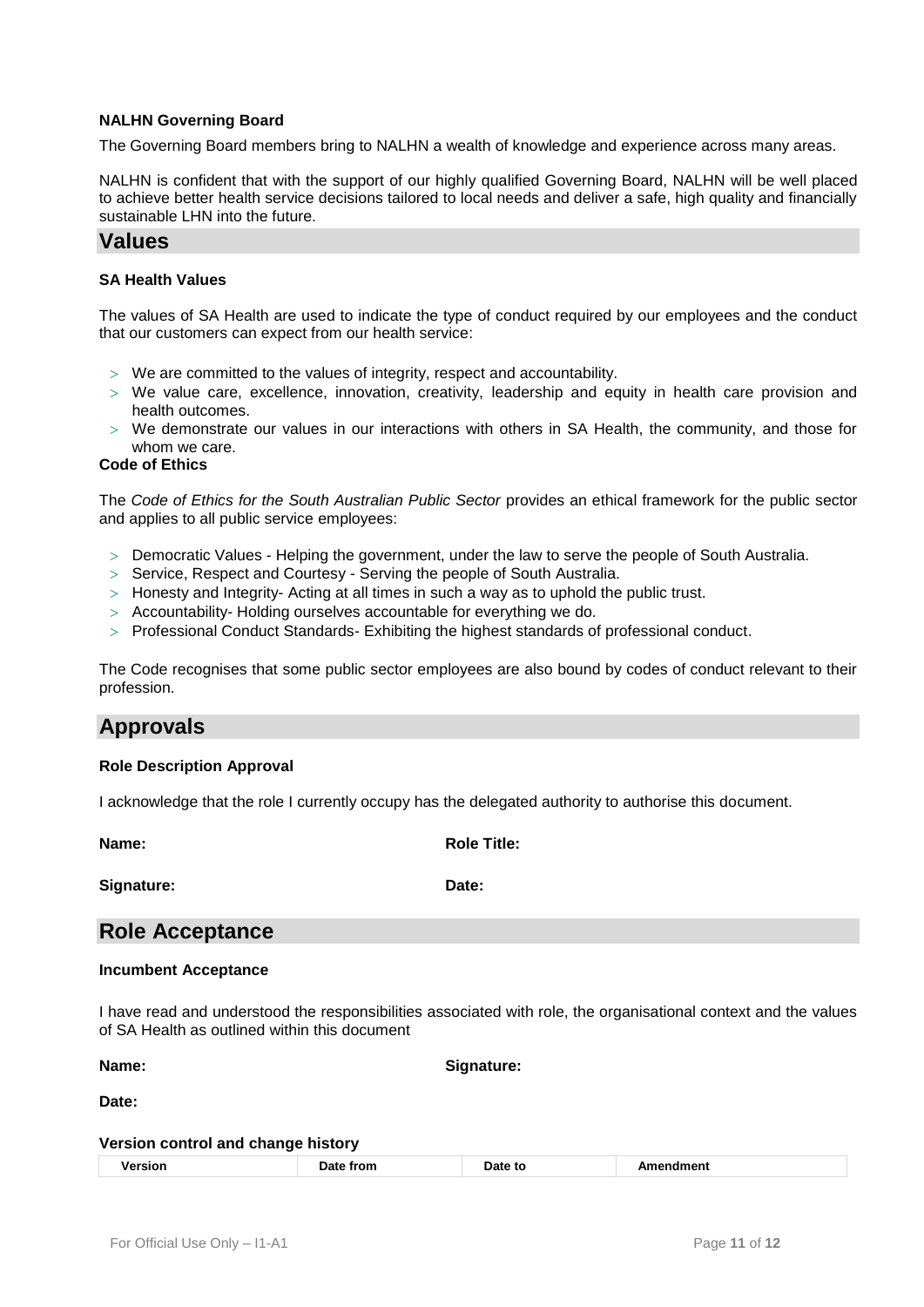**NALHN Governing Board**

The Governing Board members bring to NALHN a wealth of knowledge and experience across many areas.

NALHN is confident that with the support of our highly qualified Governing Board, NALHN will be well placed to achieve better health service decisions tailored to local needs and deliver a safe, high quality and financially sustainable LHN into the future.

## Values

**SA Health Values**

The values of SA Health are used to indicate the type of conduct required by our employees and the conduct that our customers can expect from our health service:

- We are committed to the values of integrity, respect and accountability.
- We value care, excellence, innovation, creativity, leadership and equity in health care provision and health outcomes.
- We demonstrate our values in our interactions with others in SA Health, the community, and those for whom we care.

**Code of Ethics**

The *Code of Ethics for the South Australian Public Sector* provides an ethical framework for the public sector and applies to all public service employees:

- Democratic Values - Helping the government, under the law to serve the people of South Australia.
- Service, Respect and Courtesy - Serving the people of South Australia.
- Honesty and Integrity- Acting at all times in such a way as to uphold the public trust.
- Accountability- Holding ourselves accountable for everything we do.
- Professional Conduct Standards- Exhibiting the highest standards of professional conduct.

The Code recognises that some public sector employees are also bound by codes of conduct relevant to their profession.

## Approvals

**Role Description Approval**

I acknowledge that the role I currently occupy has the delegated authority to authorise this document.

**Name:** **Role Title:**

**Signature:** **Date:**

## Role Acceptance

**Incumbent Acceptance**

I have read and understood the responsibilities associated with role, the organisational context and the values of SA Health as outlined within this document

**Name:** **Signature:**

**Date:**

**Version control and change history**

| Version | Date from | Date to | Amendment |
|---|---|---|---|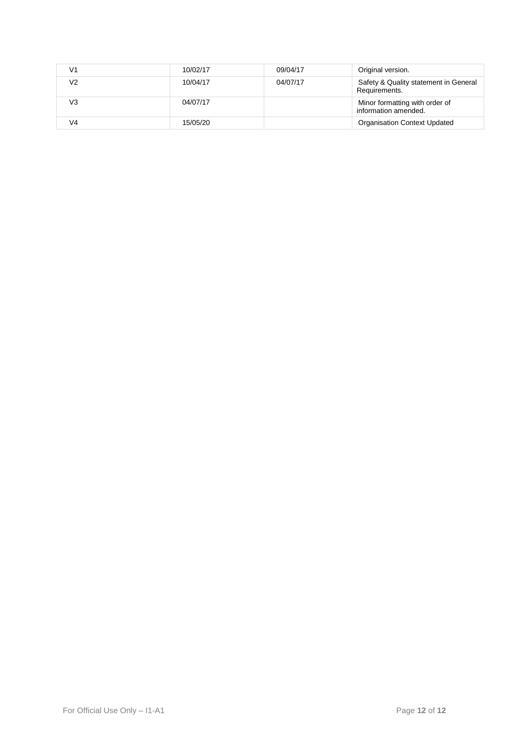| | | | |
|---|---|---|---|
| V1 | 10/02/17 | 09/04/17 | Original version. |
| V2 | 10/04/17 | 04/07/17 | Safety & Quality statement in General Requirements. |
| V3 | 04/07/17 | | Minor formatting with order of information amended. |
| V4 | 15/05/20 | | Organisation Context Updated |